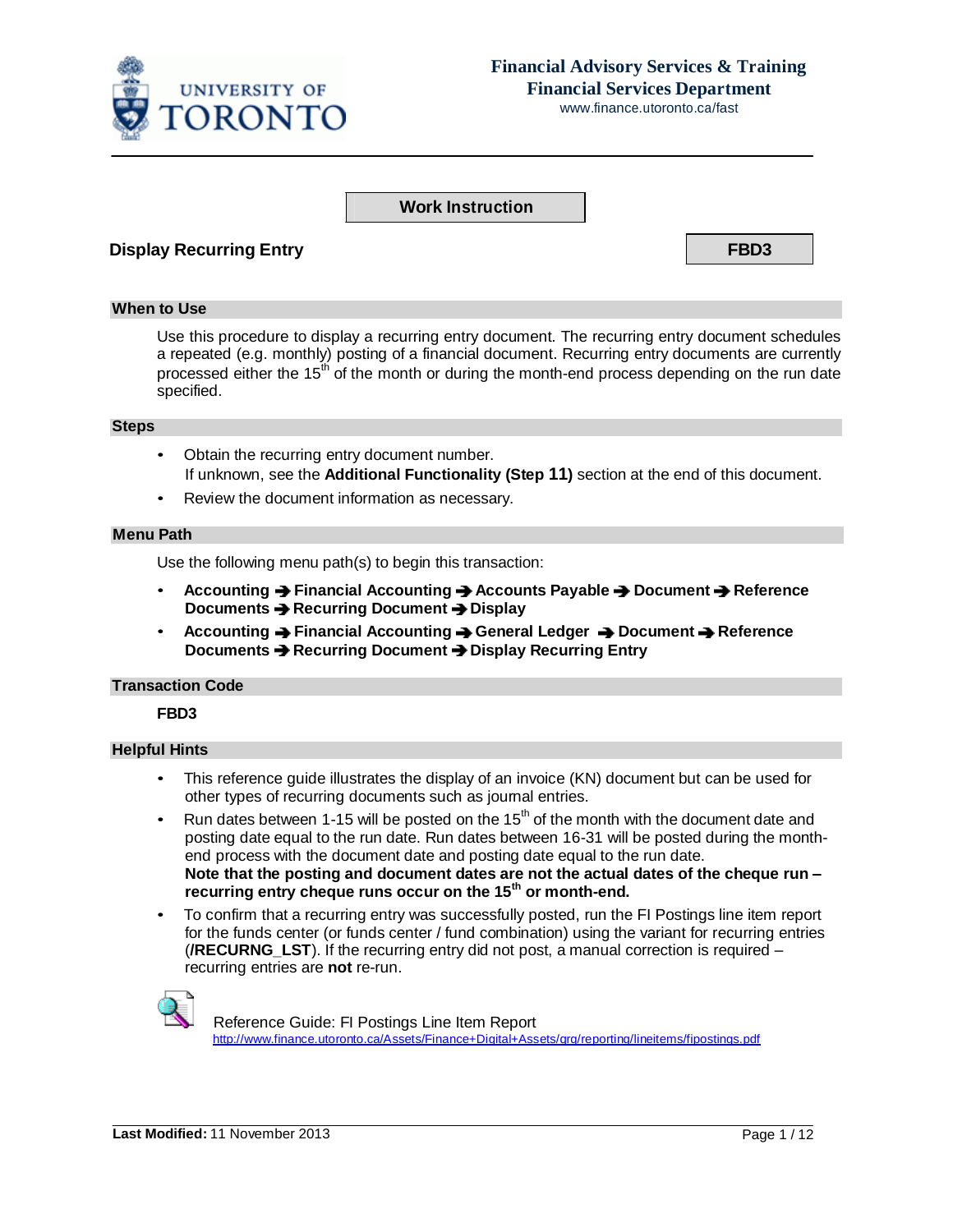Financial Advisory Services & Training
Financial Services Department
www.finance.utoronto.ca/fast

**Work Instruction**

# Display Recurring Entry

**FBD3**

## When to Use

Use this procedure to display a recurring entry document. The recurring entry document schedules a repeated (e.g. monthly) posting of a financial document. Recurring entry documents are currently processed either the 15th of the month or during the month-end process depending on the run date specified.

## Steps

- Obtain the recurring entry document number.
  If unknown, see the **Additional Functionality (Step 11)** section at the end of this document.
- Review the document information as necessary.

## Menu Path

Use the following menu path(s) to begin this transaction:

- **Accounting ➔ Financial Accounting ➔ Accounts Payable ➔ Document ➔ Reference Documents ➔ Recurring Document ➔ Display**
- **Accounting ➔ Financial Accounting ➔ General Ledger ➔ Document ➔ Reference Documents ➔ Recurring Document ➔ Display Recurring Entry**

## Transaction Code

**FBD3**

## Helpful Hints

- This reference guide illustrates the display of an invoice (KN) document but can be used for other types of recurring documents such as journal entries.
- Run dates between 1-15 will be posted on the 15th of the month with the document date and posting date equal to the run date. Run dates between 16-31 will be posted during the month-end process with the document date and posting date equal to the run date.
  **Note that the posting and document dates are not the actual dates of the cheque run – recurring entry cheque runs occur on the 15th or month-end.**
- To confirm that a recurring entry was successfully posted, run the FI Postings line item report for the funds center (or funds center / fund combination) using the variant for recurring entries (**/RECURNG_LST**). If the recurring entry did not post, a manual correction is required – recurring entries are **not** re-run.

Reference Guide: FI Postings Line Item Report
http://www.finance.utoronto.ca/Assets/Finance+Digital+Assets/qrg/reporting/lineitems/fipostings.pdf

**Last Modified:** 11 November 2013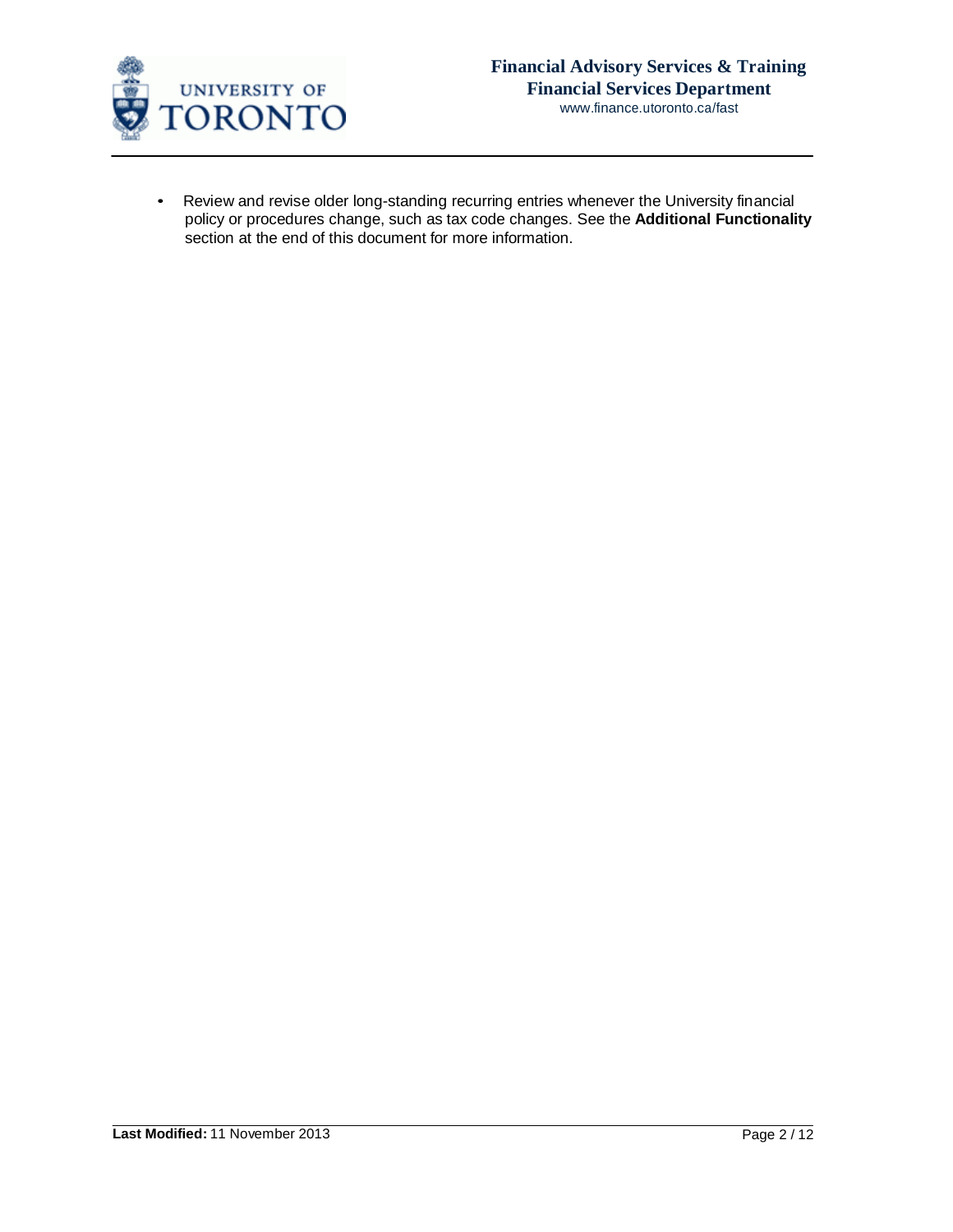- Review and revise older long-standing recurring entries whenever the University financial policy or procedures change, such as tax code changes. See the **Additional Functionality** section at the end of this document for more information.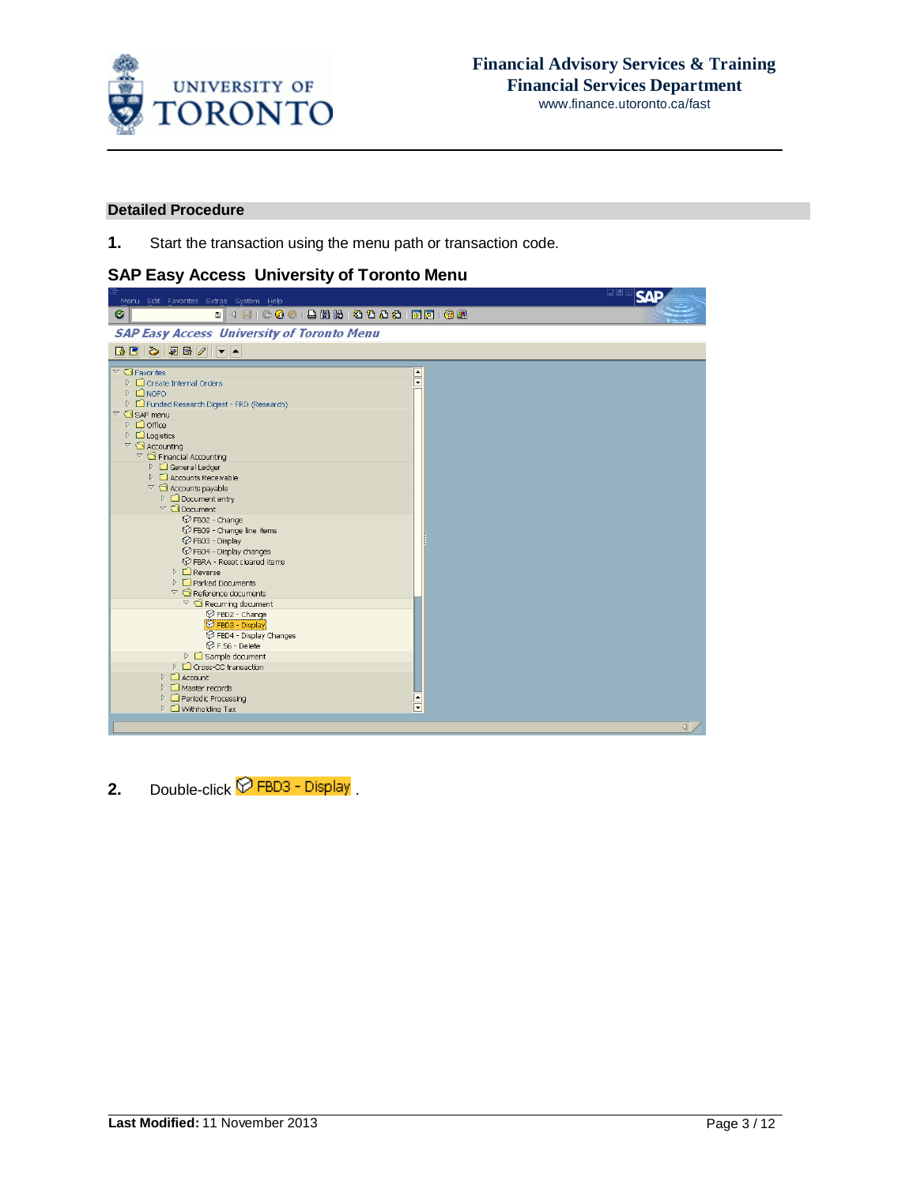## Detailed Procedure

**1.** Start the transaction using the menu path or transaction code.

### SAP Easy Access University of Toronto Menu

**2.** Double-click FBD3 - Display .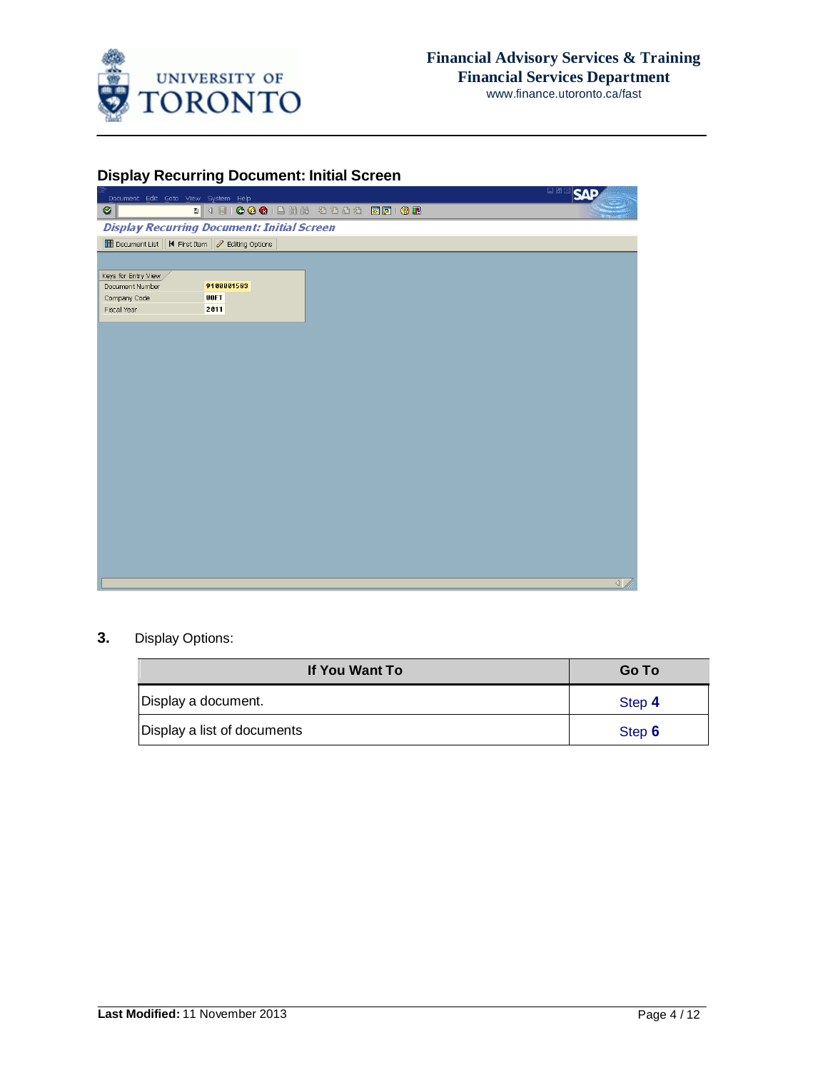## Display Recurring Document: Initial Screen

**3.** Display Options:

| If You Want To | Go To |
| --- | --- |
| Display a document. | Step **4** |
| Display a list of documents | Step **6** |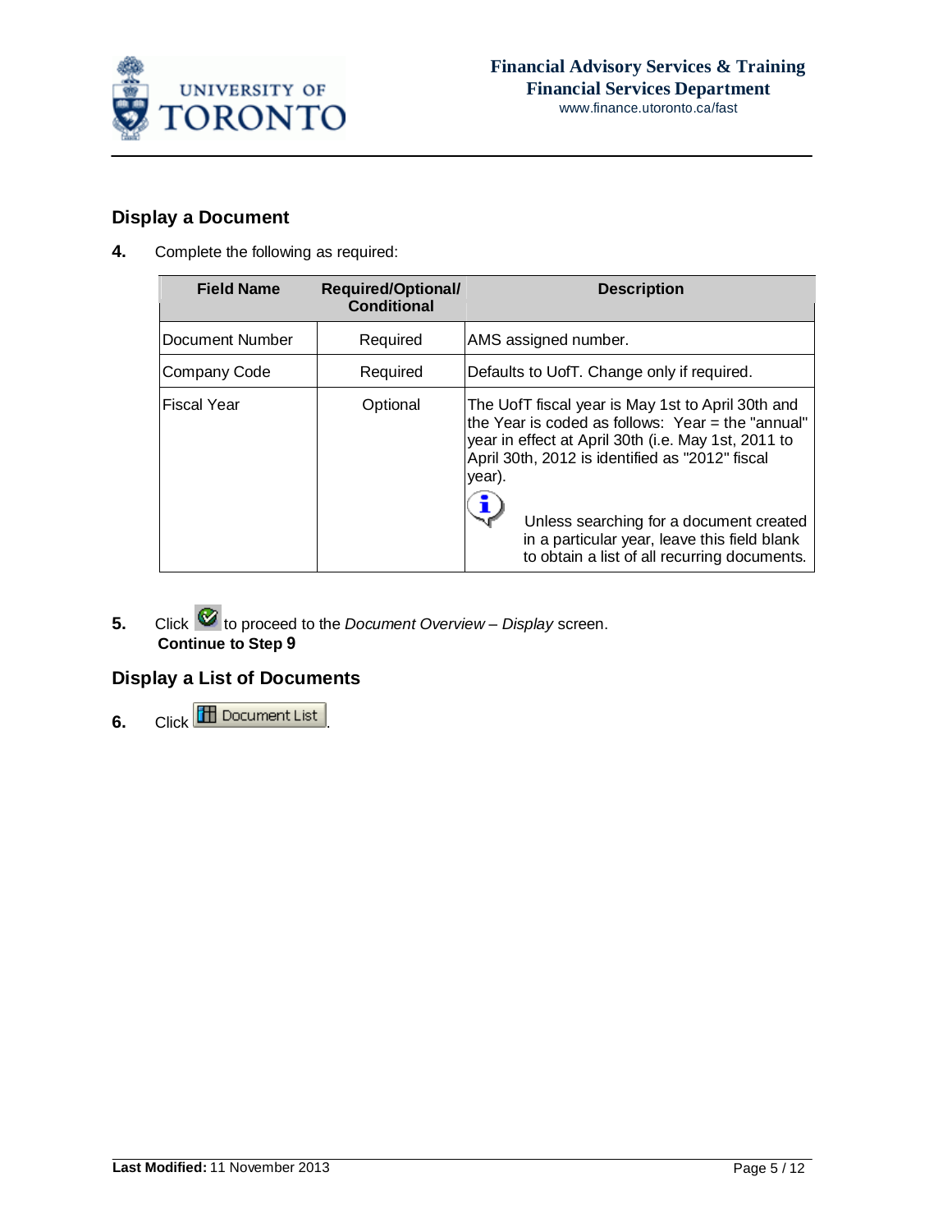## Display a Document

**4.** Complete the following as required:

| Field Name | Required/Optional/ Conditional | Description |
|---|---|---|
| Document Number | Required | AMS assigned number. |
| Company Code | Required | Defaults to UofT. Change only if required. |
| Fiscal Year | Optional | The UofT fiscal year is May 1st to April 30th and the Year is coded as follows: Year = the "annual" year in effect at April 30th (i.e. May 1st, 2011 to April 30th, 2012 is identified as "2012" fiscal year). Unless searching for a document created in a particular year, leave this field blank to obtain a list of all recurring documents. |

**5.** Click to proceed to the *Document Overview – Display* screen.
**Continue to Step 9**

## Display a List of Documents

**6.** Click Document List.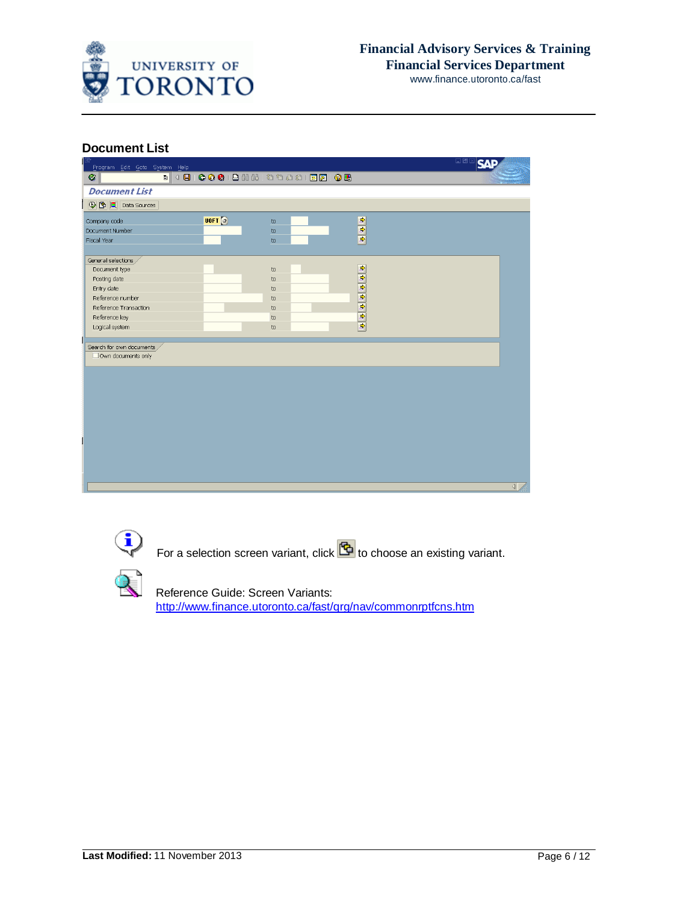## Document List

For a selection screen variant, click to choose an existing variant.

Reference Guide: Screen Variants:
http://www.finance.utoronto.ca/fast/qrg/nav/commonrptfcns.htm

**Last Modified:** 11 November 2013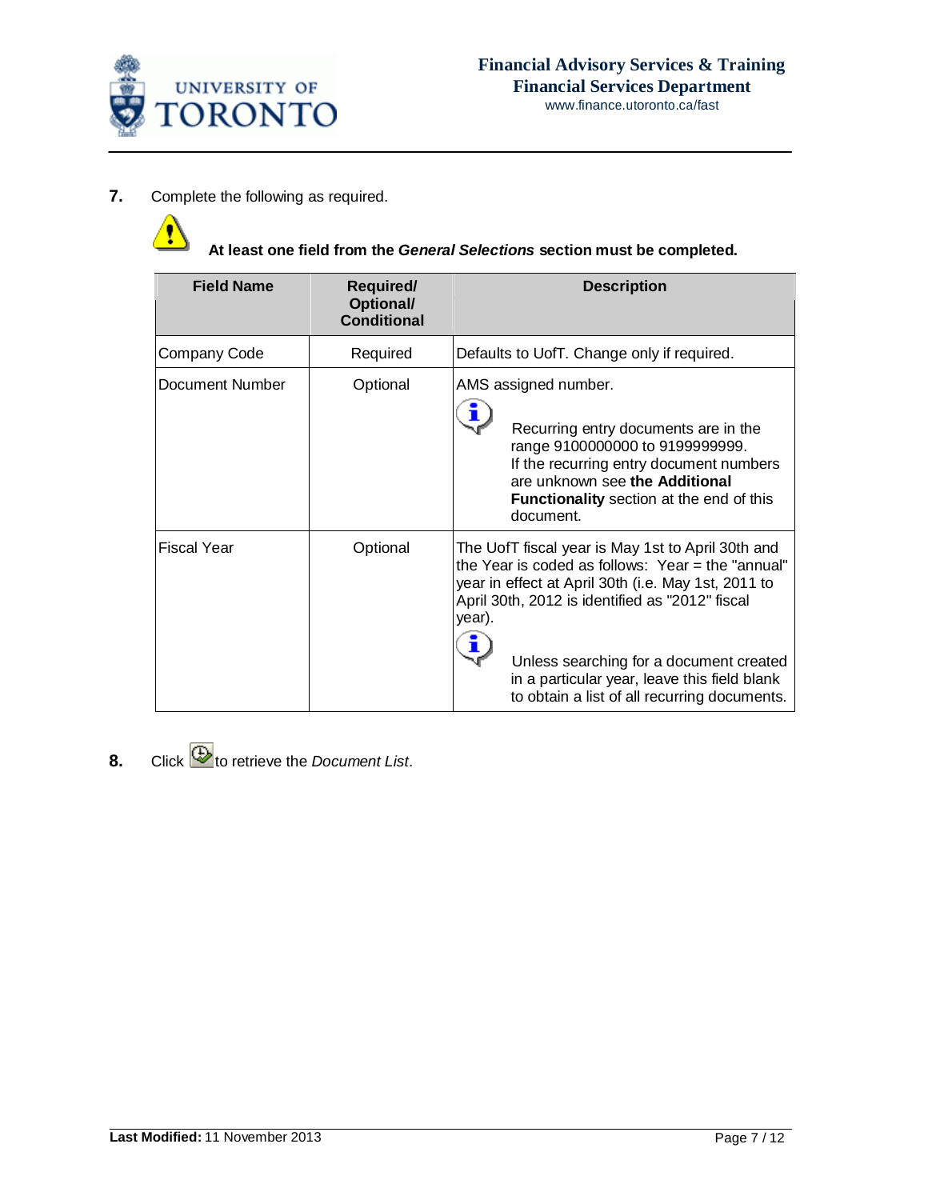**7.** Complete the following as required.

**At least one field from the *General Selections* section must be completed.**

| Field Name | Required/ Optional/ Conditional | Description |
|---|---|---|
| Company Code | Required | Defaults to UofT. Change only if required. |
| Document Number | Optional | AMS assigned number. Recurring entry documents are in the range 9100000000 to 9199999999. If the recurring entry document numbers are unknown see **the Additional Functionality** section at the end of this document. |
| Fiscal Year | Optional | The UofT fiscal year is May 1st to April 30th and the Year is coded as follows: Year = the "annual" year in effect at April 30th (i.e. May 1st, 2011 to April 30th, 2012 is identified as "2012" fiscal year). Unless searching for a document created in a particular year, leave this field blank to obtain a list of all recurring documents. |

**8.** Click to retrieve the *Document List*.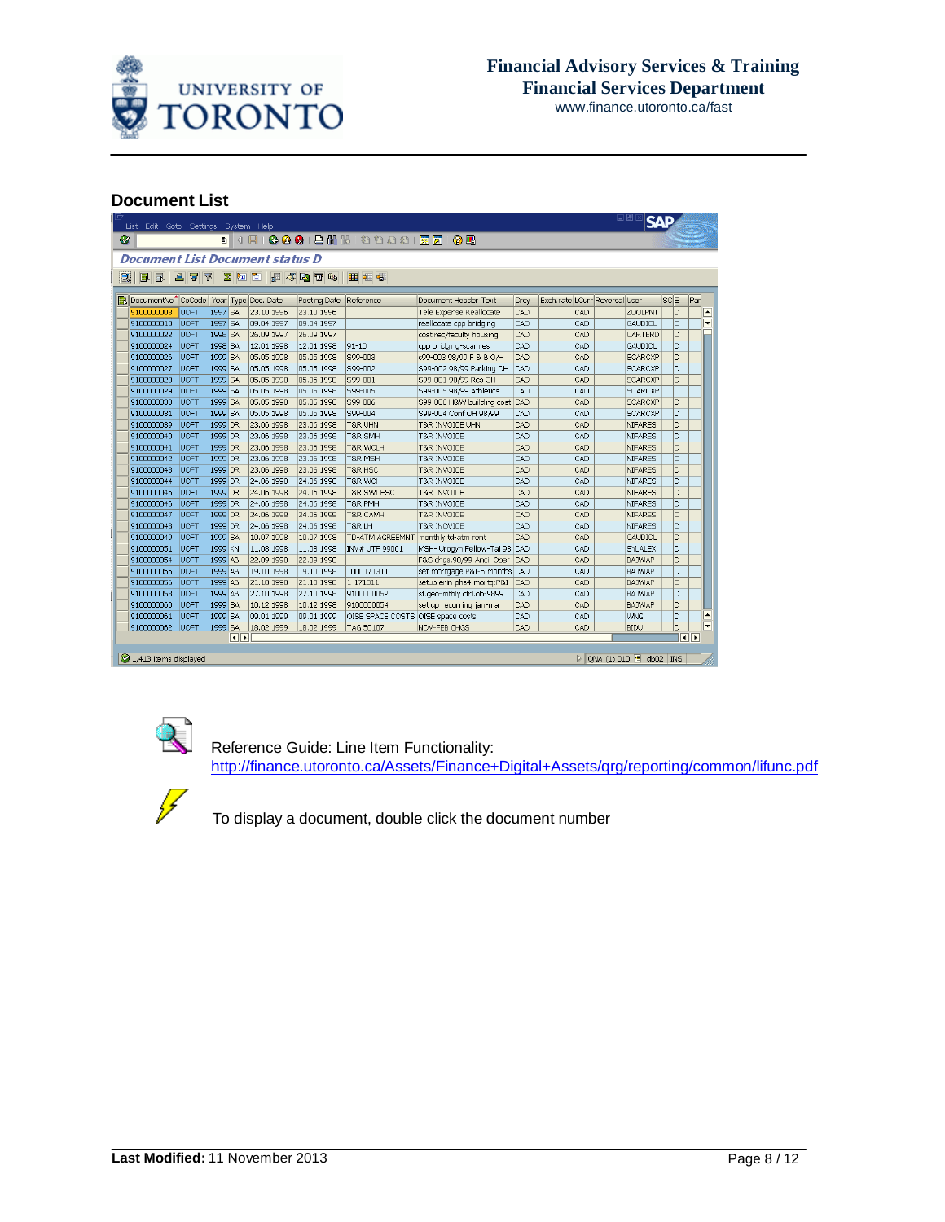## Document List

**Document List Document status D**

| DocumentNo | CoCode | Year | Type | Doc. Date | Posting Date | Reference | Document Header Text | Crcy | Exch.rate | LCurr | Reversal | User | SC | S | Par |
|---|---|---|---|---|---|---|---|---|---|---|---|---|---|---|---|
| 9100000003 | UOFT | 1997 | SA | 23.10.1996 | 23.10.1996 | | Tele Expense Reallocate | CAD | | CAD | | ZOOLFNT | | D | |
| 9100000010 | UOFT | 1997 | SA | 09.04.1997 | 09.04.1997 | | reallocate cpp bridging | CAD | | CAD | | GAUDIOL | | D | |
| 9100000022 | UOFT | 1998 | SA | 26.09.1997 | 26.09.1997 | | cost rec/faculty housing | CAD | | CAD | | CARTERD | | D | |
| 9100000024 | UOFT | 1998 | SA | 12.01.1998 | 12.01.1998 | 91-10 | cpp bridging-scar res | CAD | | CAD | | GAUDIOL | | D | |
| 9100000026 | UOFT | 1999 | SA | 05.05.1998 | 05.05.1998 | S99-003 | s99-003 98/99 F & B O/H | CAD | | CAD | | SCARCXP | | D | |
| 9100000027 | UOFT | 1999 | SA | 05.05.1998 | 05.05.1998 | S99-002 | S99-002 98/99 Parking OH | CAD | | CAD | | SCARCXP | | D | |
| 9100000028 | UOFT | 1999 | SA | 05.05.1998 | 05.05.1998 | S99-001 | S99-001 98/99 Res OH | CAD | | CAD | | SCARCXP | | D | |
| 9100000029 | UOFT | 1999 | SA | 05.05.1998 | 05.05.1998 | S99-005 | S99-005 98/99 Athletics | CAD | | CAD | | SCARCXP | | D | |
| 9100000030 | UOFT | 1999 | SA | 05.05.1998 | 05.05.1998 | S99-006 | S99-006 H&W building cost | CAD | | CAD | | SCARCXP | | D | |
| 9100000031 | UOFT | 1999 | SA | 05.05.1998 | 05.05.1998 | S99-004 | S99-004 Conf OH 98/99 | CAD | | CAD | | SCARCXP | | D | |
| 9100000039 | UOFT | 1999 | DR | 23.06.1998 | 23.06.1998 | T&R UHN | T&R INVOICE UHN | CAD | | CAD | | NIFARES | | D | |
| 9100000040 | UOFT | 1999 | DR | 23.06.1998 | 23.06.1998 | T&R SMH | T&R INVOICE | CAD | | CAD | | NIFARES | | D | |
| 9100000041 | UOFT | 1999 | DR | 23.06.1998 | 23.06.1998 | T&R WCLH | T&R INVOICE | CAD | | CAD | | NIFARES | | D | |
| 9100000042 | UOFT | 1999 | DR | 23.06.1998 | 23.06.1998 | T&R MSH | T&R INVOICE | CAD | | CAD | | NIFARES | | D | |
| 9100000043 | UOFT | 1999 | DR | 23.06.1998 | 23.06.1998 | T&R HSC | T&R INVOICE | CAD | | CAD | | NIFARES | | D | |
| 9100000044 | UOFT | 1999 | DR | 24.06.1998 | 24.06.1998 | T&R WCH | T&R INVOICE | CAD | | CAD | | NIFARES | | D | |
| 9100000045 | UOFT | 1999 | DR | 24.06.1998 | 24.06.1998 | T&R SWCHSC | T&R INVOICE | CAD | | CAD | | NIFARES | | D | |
| 9100000046 | UOFT | 1999 | DR | 24.06.1998 | 24.06.1998 | T&R PMH | T&R INVOICE | CAD | | CAD | | NIFARES | | D | |
| 9100000047 | UOFT | 1999 | DR | 24.06.1998 | 24.06.1998 | T&R CAMH | T&R INVOICE | CAD | | CAD | | NIFARES | | D | |
| 9100000048 | UOFT | 1999 | DR | 24.06.1998 | 24.06.1998 | T&R LH | T&R INVOICE | CAD | | CAD | | NIFARES | | D | |
| 9100000049 | UOFT | 1999 | SA | 10.07.1998 | 10.07.1998 | TD-ATM AGREEMNT | monthly td-atm rent | CAD | | CAD | | GAUDIOL | | D | |
| 9100000051 | UOFT | 1999 | KN | 11.08.1998 | 11.08.1998 | INV# UTF 99001 | MSH- Urogyn Fellow-Tai 98 | CAD | | CAD | | SYLALEX | | D | |
| 9100000054 | UOFT | 1999 | AB | 22.09.1998 | 22.09.1998 | | F&S chgs.98/99-Ancil Oper | CAD | | CAD | | BAJWAP | | D | |
| 9100000055 | UOFT | 1999 | AB | 19.10.1998 | 19.10.1998 | 1000171311 | set mortgage P&I-6 months | CAD | | CAD | | BAJWAP | | D | |
| 9100000056 | UOFT | 1999 | AB | 21.10.1998 | 21.10.1998 | 1-171311 | setup erin-phs4 mortg:P&I | CAD | | CAD | | BAJWAP | | D | |
| 9100000058 | UOFT | 1999 | AB | 27.10.1998 | 27.10.1998 | 9100000052 | st.geo- mthly ctrl.ch-9899 | CAD | | CAD | | BAJWAP | | D | |
| 9100000060 | UOFT | 1999 | SA | 10.12.1998 | 10.12.1998 | 9100000054 | set up recurring jan-mar | CAD | | CAD | | BAJWAP | | D | |
| 9100000061 | UOFT | 1999 | SA | 09.01.1999 | 09.01.1999 | OISE SPACE COSTS | OISE space costs | CAD | | CAD | | WNG | | D | |
| 9100000062 | UOFT | 1999 | SA | 18.02.1999 | 18.02.1999 | TAG 50107 | NOV-FEB CHGS | CAD | | CAD | | BIDU | | D | |

1,413 items displayed

Reference Guide: Line Item Functionality:
http://finance.utoronto.ca/Assets/Finance+Digital+Assets/qrg/reporting/common/lifunc.pdf

To display a document, double click the document number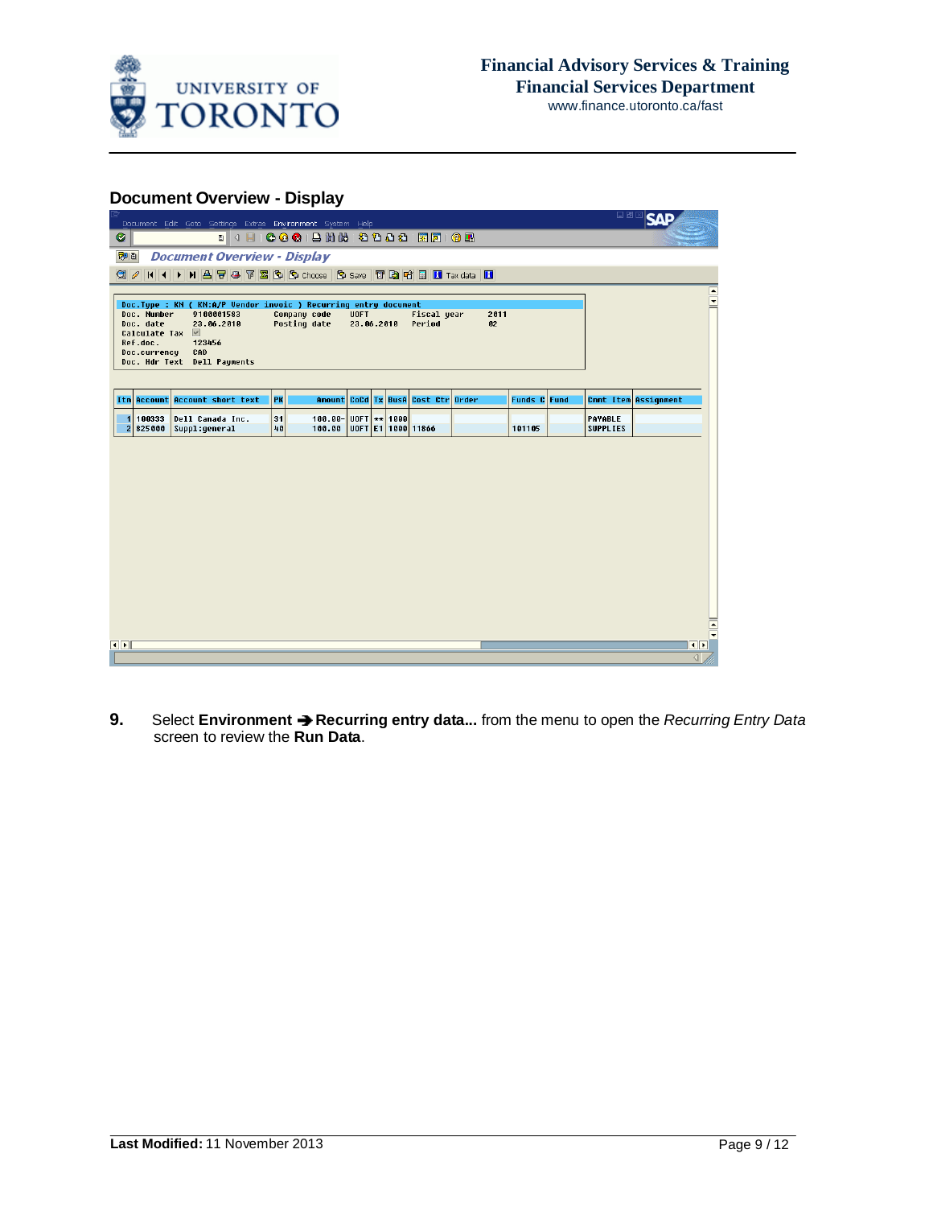## Document Overview - Display

Doc.Type : KN ( KN:A/P Vendor invoic ) Recurring entry document
Doc. Number 9100001583 Company code UOFT Fiscal year 2011
Doc. date 23.06.2010 Posting date 23.06.2010 Period 02
Calculate Tax
Ref.doc. 123456
Doc.currency CAD
Doc. Hdr Text Dell Payments

| Itm | Account | Account short text | PK | Amount | CoCd | Tx | BusA | Cost Ctr | Order | Funds C | Fund | Cmmt Item | Assignment |
|---|---|---|---|---|---|---|---|---|---|---|---|---|---|
| 1 | 100333 | Dell Canada Inc. | 31 | 100.00- | UOFT | ** | 1000 | | | | | PAYABLE | |
| 2 | 825000 | Suppl:general | 40 | 100.00 | UOFT | E1 | 1000 | 11866 | | 101105 | | SUPPLIES | |

**9.** Select **Environment → Recurring entry data...** from the menu to open the *Recurring Entry Data* screen to review the **Run Data**.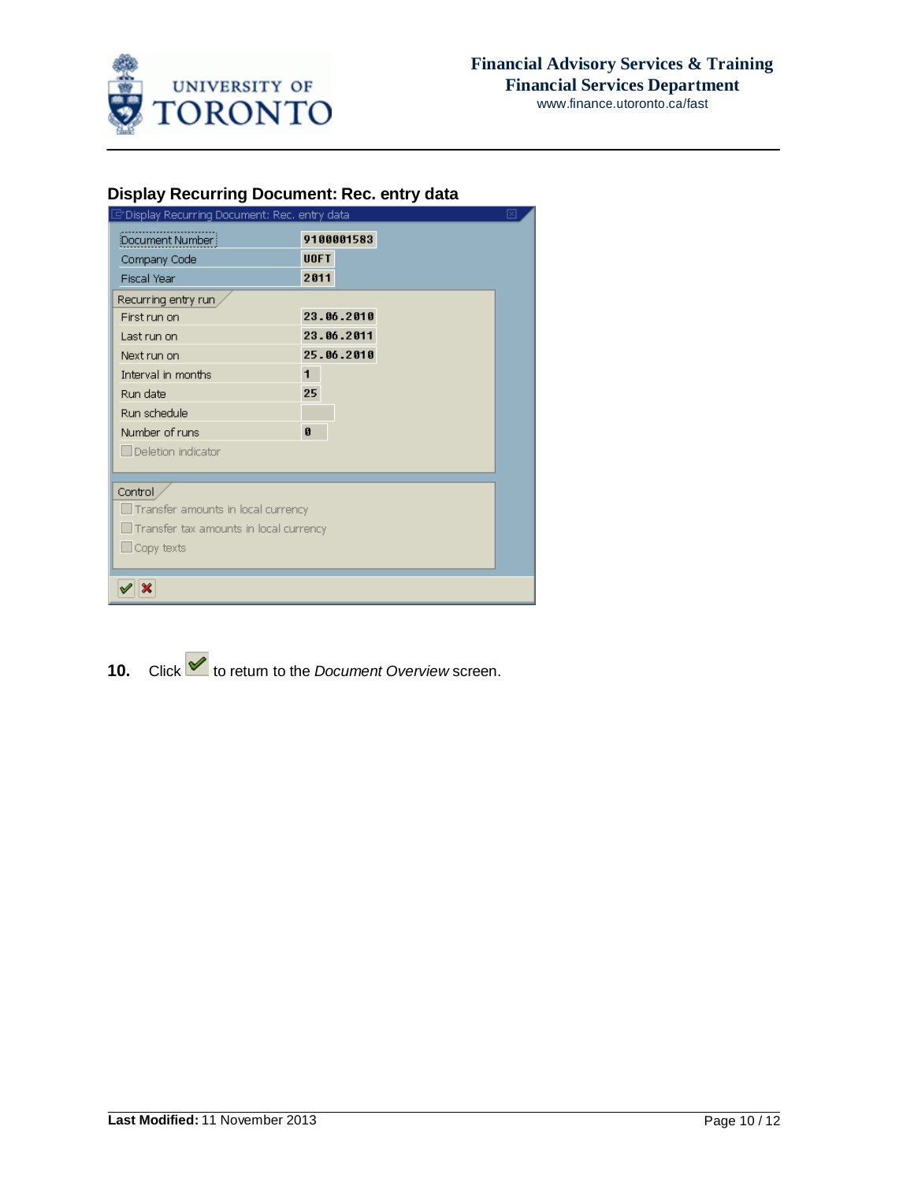## Display Recurring Document: Rec. entry data

Display Recurring Document: Rec. entry data

| Field | Value |
| --- | --- |
| Document Number | 9100001583 |
| Company Code | UOFT |
| Fiscal Year | 2011 |

**Recurring entry run**

| Field | Value |
| --- | --- |
| First run on | 23.06.2010 |
| Last run on | 23.06.2011 |
| Next run on | 25.06.2010 |
| Interval in months | 1 |
| Run date | 25 |
| Run schedule | |
| Number of runs | 0 |

- [ ] Deletion indicator

**Control**

- [ ] Transfer amounts in local currency
- [ ] Transfer tax amounts in local currency
- [ ] Copy texts

**10.** Click ✔ to return to the *Document Overview* screen.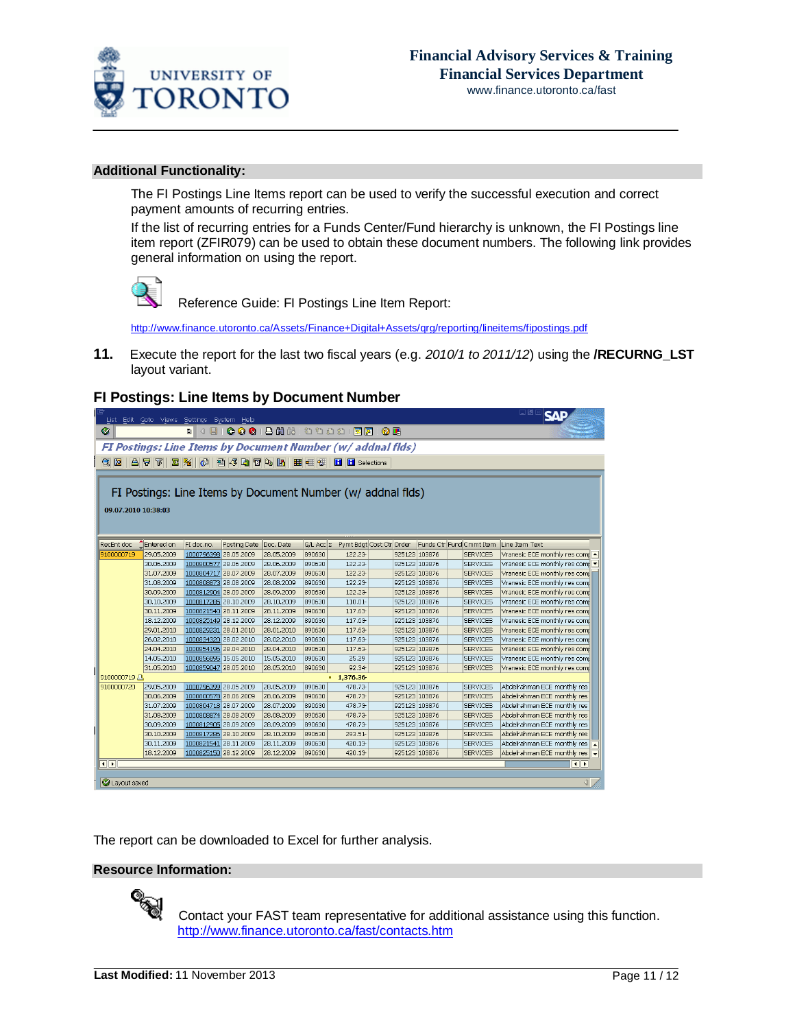**Additional Functionality:**

The FI Postings Line Items report can be used to verify the successful execution and correct payment amounts of recurring entries.

If the list of recurring entries for a Funds Center/Fund hierarchy is unknown, the FI Postings line item report (ZFIR079) can be used to obtain these document numbers. The following link provides general information on using the report.

Reference Guide: FI Postings Line Item Report:

http://www.finance.utoronto.ca/Assets/Finance+Digital+Assets/qrg/reporting/lineitems/fipostings.pdf

**11.** Execute the report for the last two fiscal years (e.g. *2010/1 to 2011/12*) using the **/RECURNG_LST** layout variant.

## FI Postings: Line Items by Document Number

The report can be downloaded to Excel for further analysis.

**Resource Information:**

Contact your FAST team representative for additional assistance using this function.
http://www.finance.utoronto.ca/fast/contacts.htm

**Last Modified:** 11 November 2013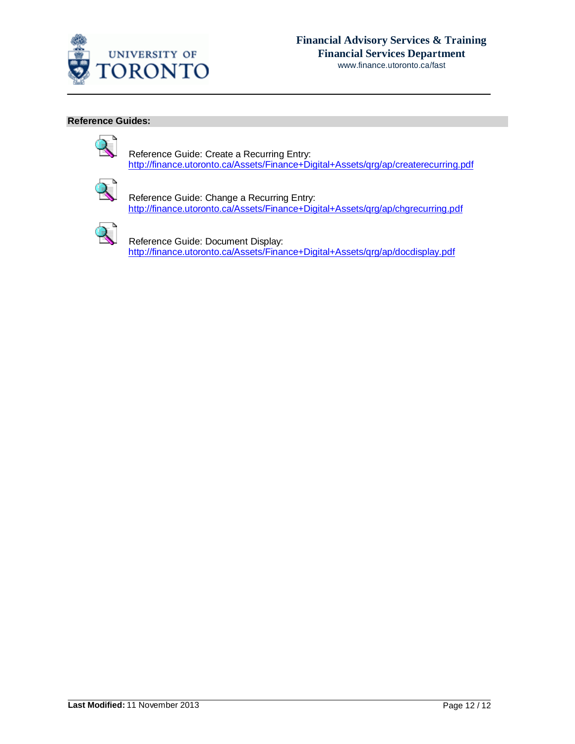**Reference Guides:**

Reference Guide: Create a Recurring Entry:
http://finance.utoronto.ca/Assets/Finance+Digital+Assets/qrg/ap/createrecurring.pdf

Reference Guide: Change a Recurring Entry:
http://finance.utoronto.ca/Assets/Finance+Digital+Assets/qrg/ap/chgrecurring.pdf

Reference Guide: Document Display:
http://finance.utoronto.ca/Assets/Finance+Digital+Assets/qrg/ap/docdisplay.pdf